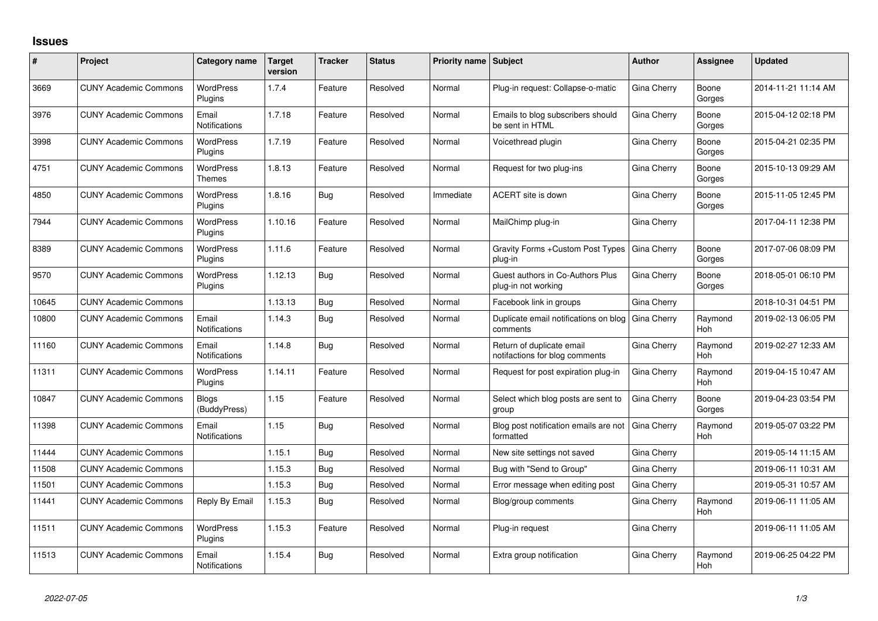## Issues

| # | Project | Category name | Target version | Tracker | Status | Priority name | Subject | Author | Assignee | Updated |
|---|---|---|---|---|---|---|---|---|---|---|
| 3669 | CUNY Academic Commons | WordPress Plugins | 1.7.4 | Feature | Resolved | Normal | Plug-in request: Collapse-o-matic | Gina Cherry | Boone Gorges | 2014-11-21 11:14 AM |
| 3976 | CUNY Academic Commons | Email Notifications | 1.7.18 | Feature | Resolved | Normal | Emails to blog subscribers should be sent in HTML | Gina Cherry | Boone Gorges | 2015-04-12 02:18 PM |
| 3998 | CUNY Academic Commons | WordPress Plugins | 1.7.19 | Feature | Resolved | Normal | Voicethread plugin | Gina Cherry | Boone Gorges | 2015-04-21 02:35 PM |
| 4751 | CUNY Academic Commons | WordPress Themes | 1.8.13 | Feature | Resolved | Normal | Request for two plug-ins | Gina Cherry | Boone Gorges | 2015-10-13 09:29 AM |
| 4850 | CUNY Academic Commons | WordPress Plugins | 1.8.16 | Bug | Resolved | Immediate | ACERT site is down | Gina Cherry | Boone Gorges | 2015-11-05 12:45 PM |
| 7944 | CUNY Academic Commons | WordPress Plugins | 1.10.16 | Feature | Resolved | Normal | MailChimp plug-in | Gina Cherry | | 2017-04-11 12:38 PM |
| 8389 | CUNY Academic Commons | WordPress Plugins | 1.11.6 | Feature | Resolved | Normal | Gravity Forms +Custom Post Types plug-in | Gina Cherry | Boone Gorges | 2017-07-06 08:09 PM |
| 9570 | CUNY Academic Commons | WordPress Plugins | 1.12.13 | Bug | Resolved | Normal | Guest authors in Co-Authors Plus plug-in not working | Gina Cherry | Boone Gorges | 2018-05-01 06:10 PM |
| 10645 | CUNY Academic Commons | | 1.13.13 | Bug | Resolved | Normal | Facebook link in groups | Gina Cherry | | 2018-10-31 04:51 PM |
| 10800 | CUNY Academic Commons | Email Notifications | 1.14.3 | Bug | Resolved | Normal | Duplicate email notifications on blog comments | Gina Cherry | Raymond Hoh | 2019-02-13 06:05 PM |
| 11160 | CUNY Academic Commons | Email Notifications | 1.14.8 | Bug | Resolved | Normal | Return of duplicate email notifactions for blog comments | Gina Cherry | Raymond Hoh | 2019-02-27 12:33 AM |
| 11311 | CUNY Academic Commons | WordPress Plugins | 1.14.11 | Feature | Resolved | Normal | Request for post expiration plug-in | Gina Cherry | Raymond Hoh | 2019-04-15 10:47 AM |
| 10847 | CUNY Academic Commons | Blogs (BuddyPress) | 1.15 | Feature | Resolved | Normal | Select which blog posts are sent to group | Gina Cherry | Boone Gorges | 2019-04-23 03:54 PM |
| 11398 | CUNY Academic Commons | Email Notifications | 1.15 | Bug | Resolved | Normal | Blog post notification emails are not formatted | Gina Cherry | Raymond Hoh | 2019-05-07 03:22 PM |
| 11444 | CUNY Academic Commons | | 1.15.1 | Bug | Resolved | Normal | New site settings not saved | Gina Cherry | | 2019-05-14 11:15 AM |
| 11508 | CUNY Academic Commons | | 1.15.3 | Bug | Resolved | Normal | Bug with "Send to Group" | Gina Cherry | | 2019-06-11 10:31 AM |
| 11501 | CUNY Academic Commons | | 1.15.3 | Bug | Resolved | Normal | Error message when editing post | Gina Cherry | | 2019-05-31 10:57 AM |
| 11441 | CUNY Academic Commons | Reply By Email | 1.15.3 | Bug | Resolved | Normal | Blog/group comments | Gina Cherry | Raymond Hoh | 2019-06-11 11:05 AM |
| 11511 | CUNY Academic Commons | WordPress Plugins | 1.15.3 | Feature | Resolved | Normal | Plug-in request | Gina Cherry | | 2019-06-11 11:05 AM |
| 11513 | CUNY Academic Commons | Email Notifications | 1.15.4 | Bug | Resolved | Normal | Extra group notification | Gina Cherry | Raymond Hoh | 2019-06-25 04:22 PM |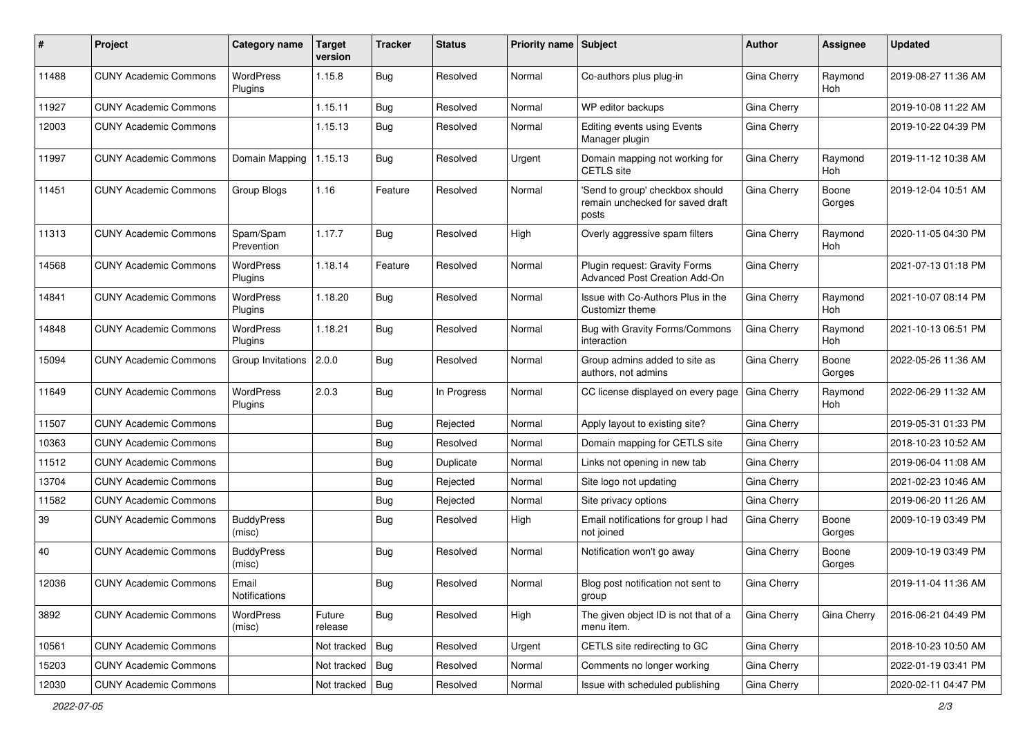| # | Project | Category name | Target version | Tracker | Status | Priority name | Subject | Author | Assignee | Updated |
|---|---|---|---|---|---|---|---|---|---|---|
| 11488 | CUNY Academic Commons | WordPress Plugins | 1.15.8 | Bug | Resolved | Normal | Co-authors plus plug-in | Gina Cherry | Raymond Hoh | 2019-08-27 11:36 AM |
| 11927 | CUNY Academic Commons | | 1.15.11 | Bug | Resolved | Normal | WP editor backups | Gina Cherry | | 2019-10-08 11:22 AM |
| 12003 | CUNY Academic Commons | | 1.15.13 | Bug | Resolved | Normal | Editing events using Events Manager plugin | Gina Cherry | | 2019-10-22 04:39 PM |
| 11997 | CUNY Academic Commons | Domain Mapping | 1.15.13 | Bug | Resolved | Urgent | Domain mapping not working for CETLS site | Gina Cherry | Raymond Hoh | 2019-11-12 10:38 AM |
| 11451 | CUNY Academic Commons | Group Blogs | 1.16 | Feature | Resolved | Normal | 'Send to group' checkbox should remain unchecked for saved draft posts | Gina Cherry | Boone Gorges | 2019-12-04 10:51 AM |
| 11313 | CUNY Academic Commons | Spam/Spam Prevention | 1.17.7 | Bug | Resolved | High | Overly aggressive spam filters | Gina Cherry | Raymond Hoh | 2020-11-05 04:30 PM |
| 14568 | CUNY Academic Commons | WordPress Plugins | 1.18.14 | Feature | Resolved | Normal | Plugin request: Gravity Forms Advanced Post Creation Add-On | Gina Cherry | | 2021-07-13 01:18 PM |
| 14841 | CUNY Academic Commons | WordPress Plugins | 1.18.20 | Bug | Resolved | Normal | Issue with Co-Authors Plus in the Customizr theme | Gina Cherry | Raymond Hoh | 2021-10-07 08:14 PM |
| 14848 | CUNY Academic Commons | WordPress Plugins | 1.18.21 | Bug | Resolved | Normal | Bug with Gravity Forms/Commons interaction | Gina Cherry | Raymond Hoh | 2021-10-13 06:51 PM |
| 15094 | CUNY Academic Commons | Group Invitations | 2.0.0 | Bug | Resolved | Normal | Group admins added to site as authors, not admins | Gina Cherry | Boone Gorges | 2022-05-26 11:36 AM |
| 11649 | CUNY Academic Commons | WordPress Plugins | 2.0.3 | Bug | In Progress | Normal | CC license displayed on every page | Gina Cherry | Raymond Hoh | 2022-06-29 11:32 AM |
| 11507 | CUNY Academic Commons | | | Bug | Rejected | Normal | Apply layout to existing site? | Gina Cherry | | 2019-05-31 01:33 PM |
| 10363 | CUNY Academic Commons | | | Bug | Resolved | Normal | Domain mapping for CETLS site | Gina Cherry | | 2018-10-23 10:52 AM |
| 11512 | CUNY Academic Commons | | | Bug | Duplicate | Normal | Links not opening in new tab | Gina Cherry | | 2019-06-04 11:08 AM |
| 13704 | CUNY Academic Commons | | | Bug | Rejected | Normal | Site logo not updating | Gina Cherry | | 2021-02-23 10:46 AM |
| 11582 | CUNY Academic Commons | | | Bug | Rejected | Normal | Site privacy options | Gina Cherry | | 2019-06-20 11:26 AM |
| 39 | CUNY Academic Commons | BuddyPress (misc) | | Bug | Resolved | High | Email notifications for group I had not joined | Gina Cherry | Boone Gorges | 2009-10-19 03:49 PM |
| 40 | CUNY Academic Commons | BuddyPress (misc) | | Bug | Resolved | Normal | Notification won't go away | Gina Cherry | Boone Gorges | 2009-10-19 03:49 PM |
| 12036 | CUNY Academic Commons | Email Notifications | | Bug | Resolved | Normal | Blog post notification not sent to group | Gina Cherry | | 2019-11-04 11:36 AM |
| 3892 | CUNY Academic Commons | WordPress (misc) | Future release | Bug | Resolved | High | The given object ID is not that of a menu item. | Gina Cherry | Gina Cherry | 2016-06-21 04:49 PM |
| 10561 | CUNY Academic Commons | | Not tracked | Bug | Resolved | Urgent | CETLS site redirecting to GC | Gina Cherry | | 2018-10-23 10:50 AM |
| 15203 | CUNY Academic Commons | | Not tracked | Bug | Resolved | Normal | Comments no longer working | Gina Cherry | | 2022-01-19 03:41 PM |
| 12030 | CUNY Academic Commons | | Not tracked | Bug | Resolved | Normal | Issue with scheduled publishing | Gina Cherry | | 2020-02-11 04:47 PM |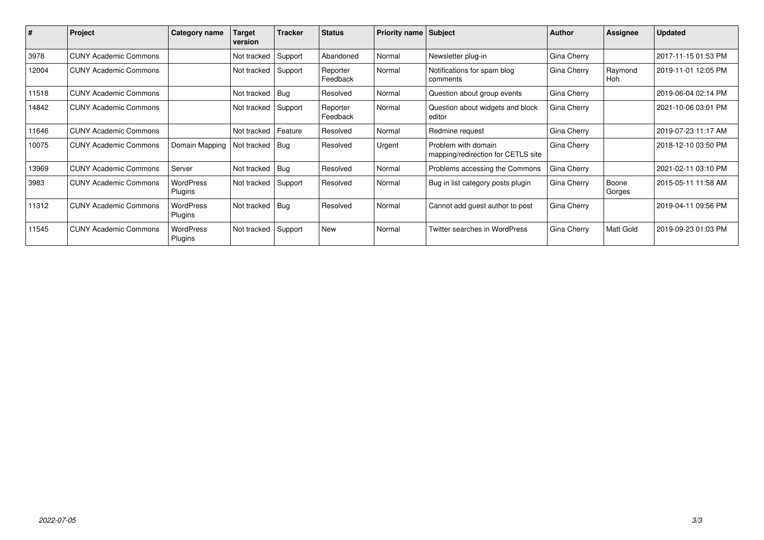| # | Project | Category name | Target version | Tracker | Status | Priority name | Subject | Author | Assignee | Updated |
|---|---|---|---|---|---|---|---|---|---|---|
| 3978 | CUNY Academic Commons | | Not tracked | Support | Abandoned | Normal | Newsletter plug-in | Gina Cherry | | 2017-11-15 01:53 PM |
| 12004 | CUNY Academic Commons | | Not tracked | Support | Reporter Feedback | Normal | Notifications for spam blog comments | Gina Cherry | Raymond Hoh | 2019-11-01 12:05 PM |
| 11518 | CUNY Academic Commons | | Not tracked | Bug | Resolved | Normal | Question about group events | Gina Cherry | | 2019-06-04 02:14 PM |
| 14842 | CUNY Academic Commons | | Not tracked | Support | Reporter Feedback | Normal | Question about widgets and block editor | Gina Cherry | | 2021-10-06 03:01 PM |
| 11646 | CUNY Academic Commons | | Not tracked | Feature | Resolved | Normal | Redmine request | Gina Cherry | | 2019-07-23 11:17 AM |
| 10075 | CUNY Academic Commons | Domain Mapping | Not tracked | Bug | Resolved | Urgent | Problem with domain mapping/redirection for CETLS site | Gina Cherry | | 2018-12-10 03:50 PM |
| 13969 | CUNY Academic Commons | Server | Not tracked | Bug | Resolved | Normal | Problems accessing the Commons | Gina Cherry | | 2021-02-11 03:10 PM |
| 3983 | CUNY Academic Commons | WordPress Plugins | Not tracked | Support | Resolved | Normal | Bug in list category posts plugin | Gina Cherry | Boone Gorges | 2015-05-11 11:58 AM |
| 11312 | CUNY Academic Commons | WordPress Plugins | Not tracked | Bug | Resolved | Normal | Cannot add guest author to post | Gina Cherry | | 2019-04-11 09:56 PM |
| 11545 | CUNY Academic Commons | WordPress Plugins | Not tracked | Support | New | Normal | Twitter searches in WordPress | Gina Cherry | Matt Gold | 2019-09-23 01:03 PM |

*2022-07-05*